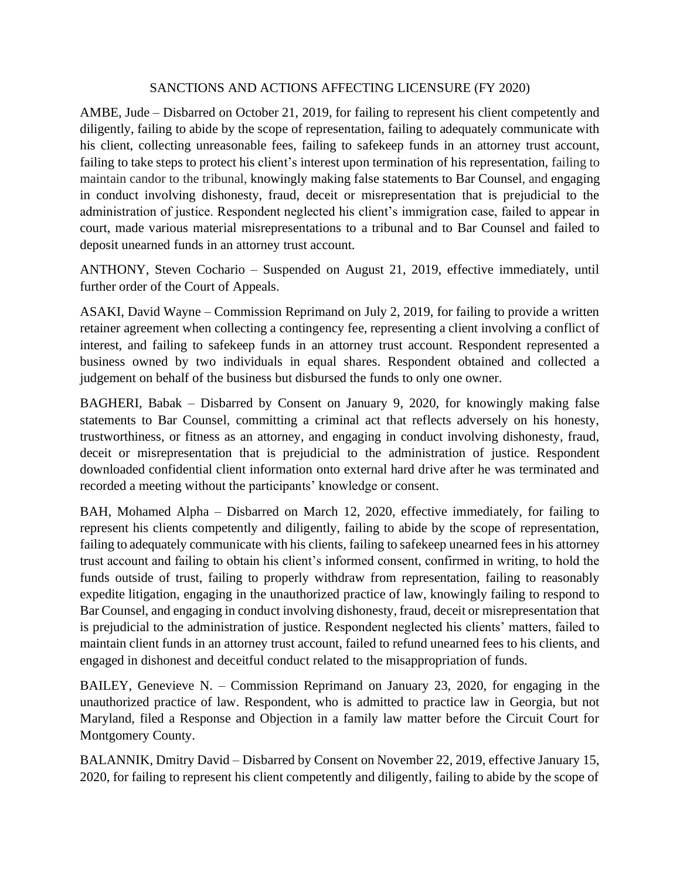# SANCTIONS AND ACTIONS AFFECTING LICENSURE (FY 2020)

AMBE, Jude – Disbarred on October 21, 2019, for failing to represent his client competently and diligently, failing to abide by the scope of representation, failing to adequately communicate with his client, collecting unreasonable fees, failing to safekeep funds in an attorney trust account, failing to take steps to protect his client's interest upon termination of his representation, failing to maintain candor to the tribunal, knowingly making false statements to Bar Counsel, and engaging in conduct involving dishonesty, fraud, deceit or misrepresentation that is prejudicial to the administration of justice. Respondent neglected his client's immigration case, failed to appear in court, made various material misrepresentations to a tribunal and to Bar Counsel and failed to deposit unearned funds in an attorney trust account.

ANTHONY, Steven Cochario – Suspended on August 21, 2019, effective immediately, until further order of the Court of Appeals.

ASAKI, David Wayne – Commission Reprimand on July 2, 2019, for failing to provide a written retainer agreement when collecting a contingency fee, representing a client involving a conflict of interest, and failing to safekeep funds in an attorney trust account. Respondent represented a business owned by two individuals in equal shares. Respondent obtained and collected a judgement on behalf of the business but disbursed the funds to only one owner.

BAGHERI, Babak – Disbarred by Consent on January 9, 2020, for knowingly making false statements to Bar Counsel, committing a criminal act that reflects adversely on his honesty, trustworthiness, or fitness as an attorney, and engaging in conduct involving dishonesty, fraud, deceit or misrepresentation that is prejudicial to the administration of justice. Respondent downloaded confidential client information onto external hard drive after he was terminated and recorded a meeting without the participants' knowledge or consent.

BAH, Mohamed Alpha – Disbarred on March 12, 2020, effective immediately, for failing to represent his clients competently and diligently, failing to abide by the scope of representation, failing to adequately communicate with his clients, failing to safekeep unearned fees in his attorney trust account and failing to obtain his client's informed consent, confirmed in writing, to hold the funds outside of trust, failing to properly withdraw from representation, failing to reasonably expedite litigation, engaging in the unauthorized practice of law, knowingly failing to respond to Bar Counsel, and engaging in conduct involving dishonesty, fraud, deceit or misrepresentation that is prejudicial to the administration of justice. Respondent neglected his clients' matters, failed to maintain client funds in an attorney trust account, failed to refund unearned fees to his clients, and engaged in dishonest and deceitful conduct related to the misappropriation of funds.

BAILEY, Genevieve N. – Commission Reprimand on January 23, 2020, for engaging in the unauthorized practice of law. Respondent, who is admitted to practice law in Georgia, but not Maryland, filed a Response and Objection in a family law matter before the Circuit Court for Montgomery County.

BALANNIK, Dmitry David – Disbarred by Consent on November 22, 2019, effective January 15, 2020, for failing to represent his client competently and diligently, failing to abide by the scope of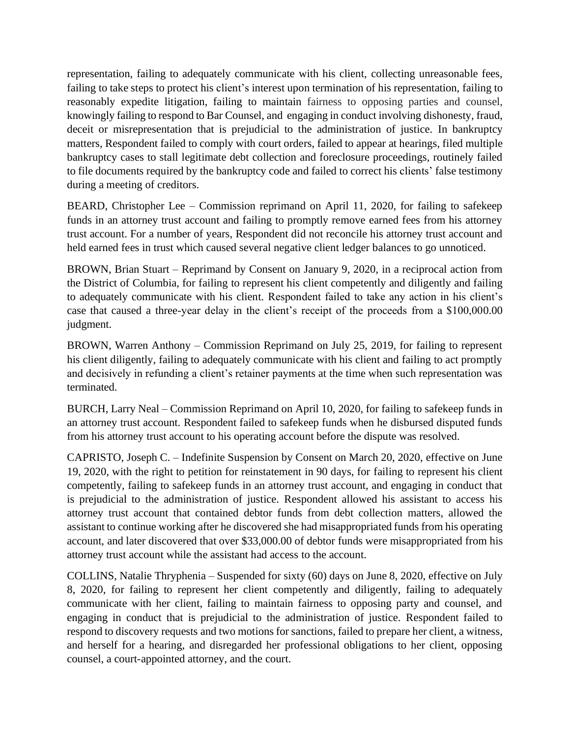representation, failing to adequately communicate with his client, collecting unreasonable fees, failing to take steps to protect his client's interest upon termination of his representation, failing to reasonably expedite litigation, failing to maintain fairness to opposing parties and counsel, knowingly failing to respond to Bar Counsel, and engaging in conduct involving dishonesty, fraud, deceit or misrepresentation that is prejudicial to the administration of justice. In bankruptcy matters, Respondent failed to comply with court orders, failed to appear at hearings, filed multiple bankruptcy cases to stall legitimate debt collection and foreclosure proceedings, routinely failed to file documents required by the bankruptcy code and failed to correct his clients' false testimony during a meeting of creditors.

BEARD, Christopher Lee – Commission reprimand on April 11, 2020, for failing to safekeep funds in an attorney trust account and failing to promptly remove earned fees from his attorney trust account. For a number of years, Respondent did not reconcile his attorney trust account and held earned fees in trust which caused several negative client ledger balances to go unnoticed.

BROWN, Brian Stuart – Reprimand by Consent on January 9, 2020, in a reciprocal action from the District of Columbia, for failing to represent his client competently and diligently and failing to adequately communicate with his client. Respondent failed to take any action in his client's case that caused a three-year delay in the client's receipt of the proceeds from a $100,000.00 judgment.

BROWN, Warren Anthony – Commission Reprimand on July 25, 2019, for failing to represent his client diligently, failing to adequately communicate with his client and failing to act promptly and decisively in refunding a client's retainer payments at the time when such representation was terminated.

BURCH, Larry Neal – Commission Reprimand on April 10, 2020, for failing to safekeep funds in an attorney trust account. Respondent failed to safekeep funds when he disbursed disputed funds from his attorney trust account to his operating account before the dispute was resolved.

CAPRISTO, Joseph C. – Indefinite Suspension by Consent on March 20, 2020, effective on June 19, 2020, with the right to petition for reinstatement in 90 days, for failing to represent his client competently, failing to safekeep funds in an attorney trust account, and engaging in conduct that is prejudicial to the administration of justice. Respondent allowed his assistant to access his attorney trust account that contained debtor funds from debt collection matters, allowed the assistant to continue working after he discovered she had misappropriated funds from his operating account, and later discovered that over $33,000.00 of debtor funds were misappropriated from his attorney trust account while the assistant had access to the account.

COLLINS, Natalie Thryphenia – Suspended for sixty (60) days on June 8, 2020, effective on July 8, 2020, for failing to represent her client competently and diligently, failing to adequately communicate with her client, failing to maintain fairness to opposing party and counsel, and engaging in conduct that is prejudicial to the administration of justice. Respondent failed to respond to discovery requests and two motions for sanctions, failed to prepare her client, a witness, and herself for a hearing, and disregarded her professional obligations to her client, opposing counsel, a court-appointed attorney, and the court.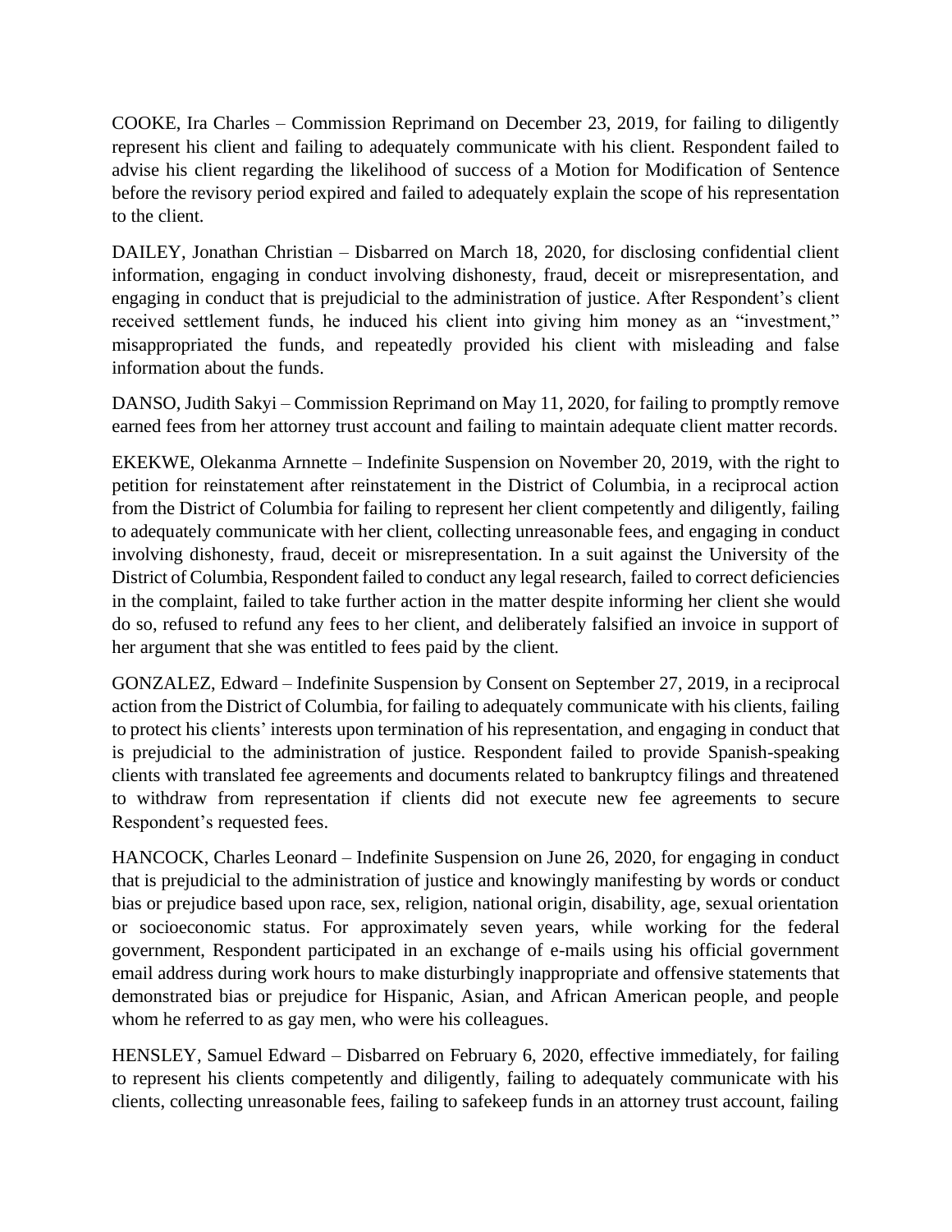COOKE, Ira Charles – Commission Reprimand on December 23, 2019, for failing to diligently represent his client and failing to adequately communicate with his client. Respondent failed to advise his client regarding the likelihood of success of a Motion for Modification of Sentence before the revisory period expired and failed to adequately explain the scope of his representation to the client.

DAILEY, Jonathan Christian – Disbarred on March 18, 2020, for disclosing confidential client information, engaging in conduct involving dishonesty, fraud, deceit or misrepresentation, and engaging in conduct that is prejudicial to the administration of justice. After Respondent's client received settlement funds, he induced his client into giving him money as an "investment," misappropriated the funds, and repeatedly provided his client with misleading and false information about the funds.

DANSO, Judith Sakyi – Commission Reprimand on May 11, 2020, for failing to promptly remove earned fees from her attorney trust account and failing to maintain adequate client matter records.

EKEKWE, Olekanma Arnnette – Indefinite Suspension on November 20, 2019, with the right to petition for reinstatement after reinstatement in the District of Columbia, in a reciprocal action from the District of Columbia for failing to represent her client competently and diligently, failing to adequately communicate with her client, collecting unreasonable fees, and engaging in conduct involving dishonesty, fraud, deceit or misrepresentation. In a suit against the University of the District of Columbia, Respondent failed to conduct any legal research, failed to correct deficiencies in the complaint, failed to take further action in the matter despite informing her client she would do so, refused to refund any fees to her client, and deliberately falsified an invoice in support of her argument that she was entitled to fees paid by the client.

GONZALEZ, Edward – Indefinite Suspension by Consent on September 27, 2019, in a reciprocal action from the District of Columbia, for failing to adequately communicate with his clients, failing to protect his clients' interests upon termination of his representation, and engaging in conduct that is prejudicial to the administration of justice. Respondent failed to provide Spanish-speaking clients with translated fee agreements and documents related to bankruptcy filings and threatened to withdraw from representation if clients did not execute new fee agreements to secure Respondent's requested fees.

HANCOCK, Charles Leonard – Indefinite Suspension on June 26, 2020, for engaging in conduct that is prejudicial to the administration of justice and knowingly manifesting by words or conduct bias or prejudice based upon race, sex, religion, national origin, disability, age, sexual orientation or socioeconomic status. For approximately seven years, while working for the federal government, Respondent participated in an exchange of e-mails using his official government email address during work hours to make disturbingly inappropriate and offensive statements that demonstrated bias or prejudice for Hispanic, Asian, and African American people, and people whom he referred to as gay men, who were his colleagues.

HENSLEY, Samuel Edward – Disbarred on February 6, 2020, effective immediately, for failing to represent his clients competently and diligently, failing to adequately communicate with his clients, collecting unreasonable fees, failing to safekeep funds in an attorney trust account, failing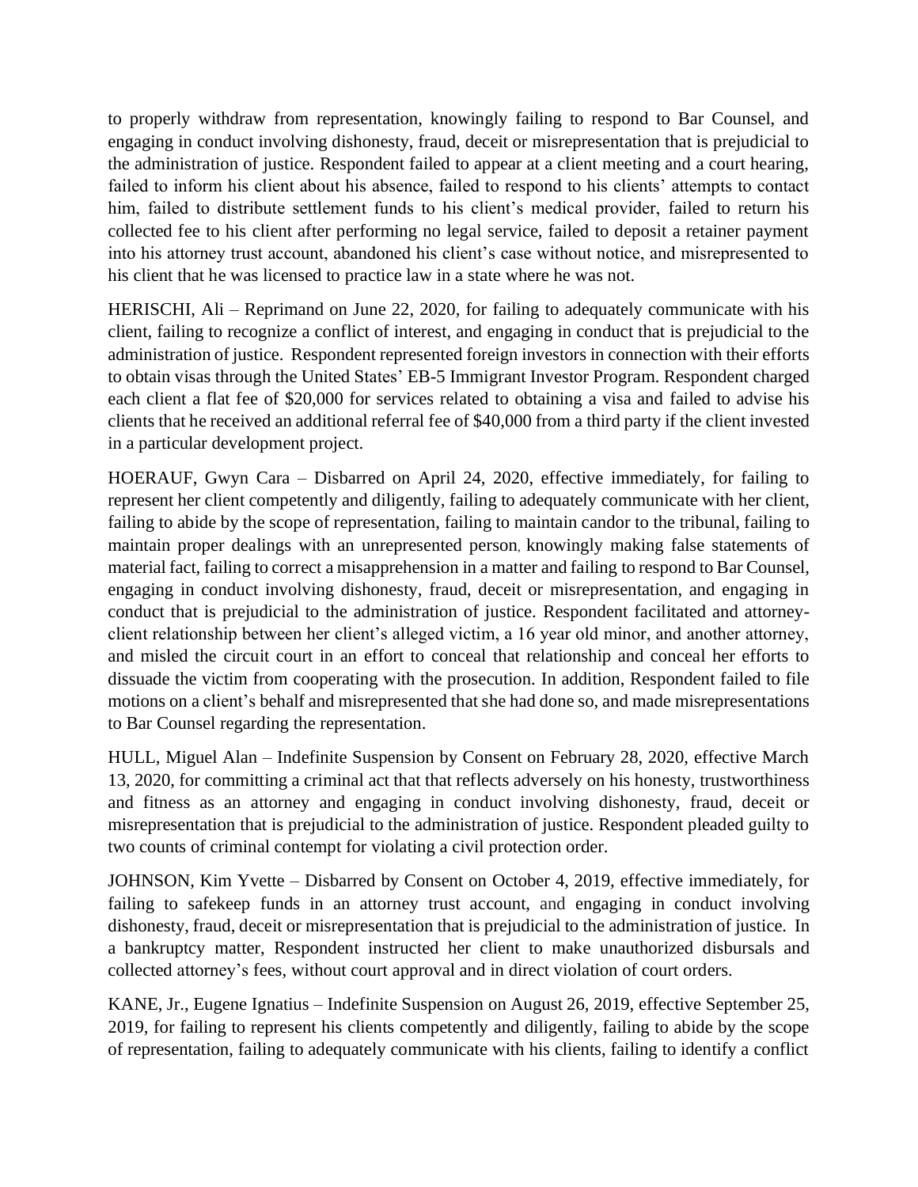to properly withdraw from representation, knowingly failing to respond to Bar Counsel, and engaging in conduct involving dishonesty, fraud, deceit or misrepresentation that is prejudicial to the administration of justice. Respondent failed to appear at a client meeting and a court hearing, failed to inform his client about his absence, failed to respond to his clients' attempts to contact him, failed to distribute settlement funds to his client's medical provider, failed to return his collected fee to his client after performing no legal service, failed to deposit a retainer payment into his attorney trust account, abandoned his client's case without notice, and misrepresented to his client that he was licensed to practice law in a state where he was not.

HERISCHI, Ali – Reprimand on June 22, 2020, for failing to adequately communicate with his client, failing to recognize a conflict of interest, and engaging in conduct that is prejudicial to the administration of justice. Respondent represented foreign investors in connection with their efforts to obtain visas through the United States' EB-5 Immigrant Investor Program. Respondent charged each client a flat fee of $20,000 for services related to obtaining a visa and failed to advise his clients that he received an additional referral fee of $40,000 from a third party if the client invested in a particular development project.

HOERAUF, Gwyn Cara – Disbarred on April 24, 2020, effective immediately, for failing to represent her client competently and diligently, failing to adequately communicate with her client, failing to abide by the scope of representation, failing to maintain candor to the tribunal, failing to maintain proper dealings with an unrepresented person, knowingly making false statements of material fact, failing to correct a misapprehension in a matter and failing to respond to Bar Counsel, engaging in conduct involving dishonesty, fraud, deceit or misrepresentation, and engaging in conduct that is prejudicial to the administration of justice. Respondent facilitated and attorney-client relationship between her client's alleged victim, a 16 year old minor, and another attorney, and misled the circuit court in an effort to conceal that relationship and conceal her efforts to dissuade the victim from cooperating with the prosecution. In addition, Respondent failed to file motions on a client's behalf and misrepresented that she had done so, and made misrepresentations to Bar Counsel regarding the representation.

HULL, Miguel Alan – Indefinite Suspension by Consent on February 28, 2020, effective March 13, 2020, for committing a criminal act that that reflects adversely on his honesty, trustworthiness and fitness as an attorney and engaging in conduct involving dishonesty, fraud, deceit or misrepresentation that is prejudicial to the administration of justice. Respondent pleaded guilty to two counts of criminal contempt for violating a civil protection order.

JOHNSON, Kim Yvette – Disbarred by Consent on October 4, 2019, effective immediately, for failing to safekeep funds in an attorney trust account, and engaging in conduct involving dishonesty, fraud, deceit or misrepresentation that is prejudicial to the administration of justice. In a bankruptcy matter, Respondent instructed her client to make unauthorized disbursals and collected attorney's fees, without court approval and in direct violation of court orders.

KANE, Jr., Eugene Ignatius – Indefinite Suspension on August 26, 2019, effective September 25, 2019, for failing to represent his clients competently and diligently, failing to abide by the scope of representation, failing to adequately communicate with his clients, failing to identify a conflict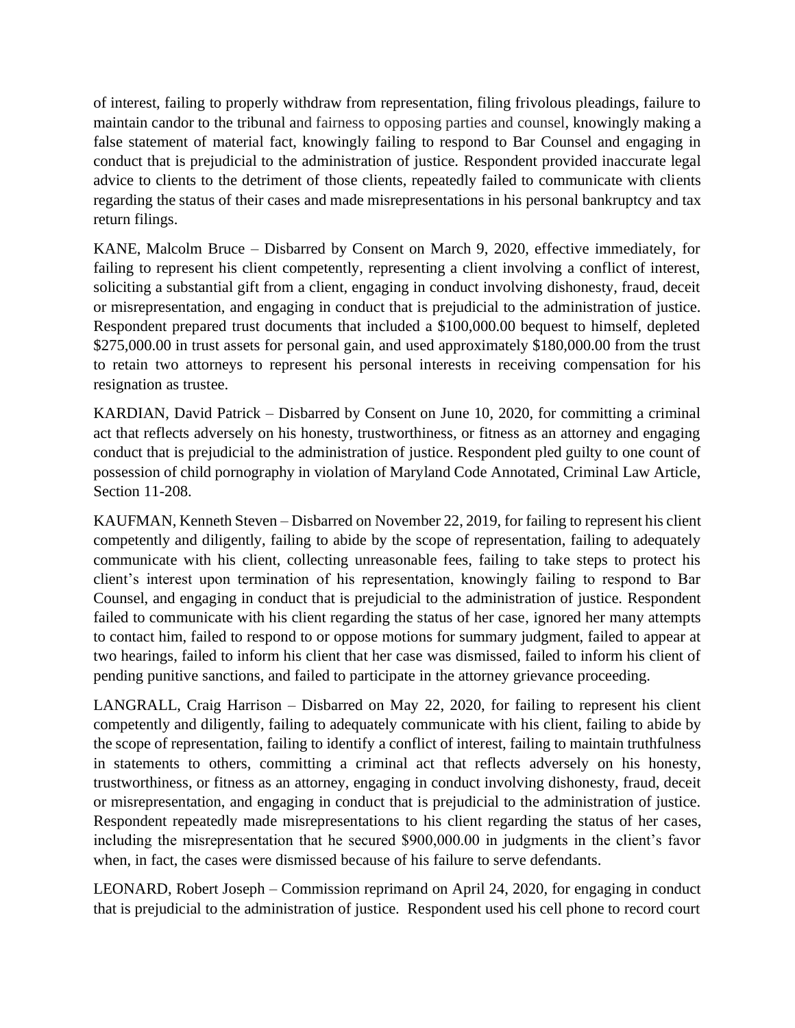of interest, failing to properly withdraw from representation, filing frivolous pleadings, failure to maintain candor to the tribunal and fairness to opposing parties and counsel, knowingly making a false statement of material fact, knowingly failing to respond to Bar Counsel and engaging in conduct that is prejudicial to the administration of justice. Respondent provided inaccurate legal advice to clients to the detriment of those clients, repeatedly failed to communicate with clients regarding the status of their cases and made misrepresentations in his personal bankruptcy and tax return filings.

KANE, Malcolm Bruce – Disbarred by Consent on March 9, 2020, effective immediately, for failing to represent his client competently, representing a client involving a conflict of interest, soliciting a substantial gift from a client, engaging in conduct involving dishonesty, fraud, deceit or misrepresentation, and engaging in conduct that is prejudicial to the administration of justice. Respondent prepared trust documents that included a $100,000.00 bequest to himself, depleted $275,000.00 in trust assets for personal gain, and used approximately $180,000.00 from the trust to retain two attorneys to represent his personal interests in receiving compensation for his resignation as trustee.

KARDIAN, David Patrick – Disbarred by Consent on June 10, 2020, for committing a criminal act that reflects adversely on his honesty, trustworthiness, or fitness as an attorney and engaging conduct that is prejudicial to the administration of justice. Respondent pled guilty to one count of possession of child pornography in violation of Maryland Code Annotated, Criminal Law Article, Section 11-208.

KAUFMAN, Kenneth Steven – Disbarred on November 22, 2019, for failing to represent his client competently and diligently, failing to abide by the scope of representation, failing to adequately communicate with his client, collecting unreasonable fees, failing to take steps to protect his client's interest upon termination of his representation, knowingly failing to respond to Bar Counsel, and engaging in conduct that is prejudicial to the administration of justice. Respondent failed to communicate with his client regarding the status of her case, ignored her many attempts to contact him, failed to respond to or oppose motions for summary judgment, failed to appear at two hearings, failed to inform his client that her case was dismissed, failed to inform his client of pending punitive sanctions, and failed to participate in the attorney grievance proceeding.

LANGRALL, Craig Harrison – Disbarred on May 22, 2020, for failing to represent his client competently and diligently, failing to adequately communicate with his client, failing to abide by the scope of representation, failing to identify a conflict of interest, failing to maintain truthfulness in statements to others, committing a criminal act that reflects adversely on his honesty, trustworthiness, or fitness as an attorney, engaging in conduct involving dishonesty, fraud, deceit or misrepresentation, and engaging in conduct that is prejudicial to the administration of justice. Respondent repeatedly made misrepresentations to his client regarding the status of her cases, including the misrepresentation that he secured $900,000.00 in judgments in the client's favor when, in fact, the cases were dismissed because of his failure to serve defendants.

LEONARD, Robert Joseph – Commission reprimand on April 24, 2020, for engaging in conduct that is prejudicial to the administration of justice. Respondent used his cell phone to record court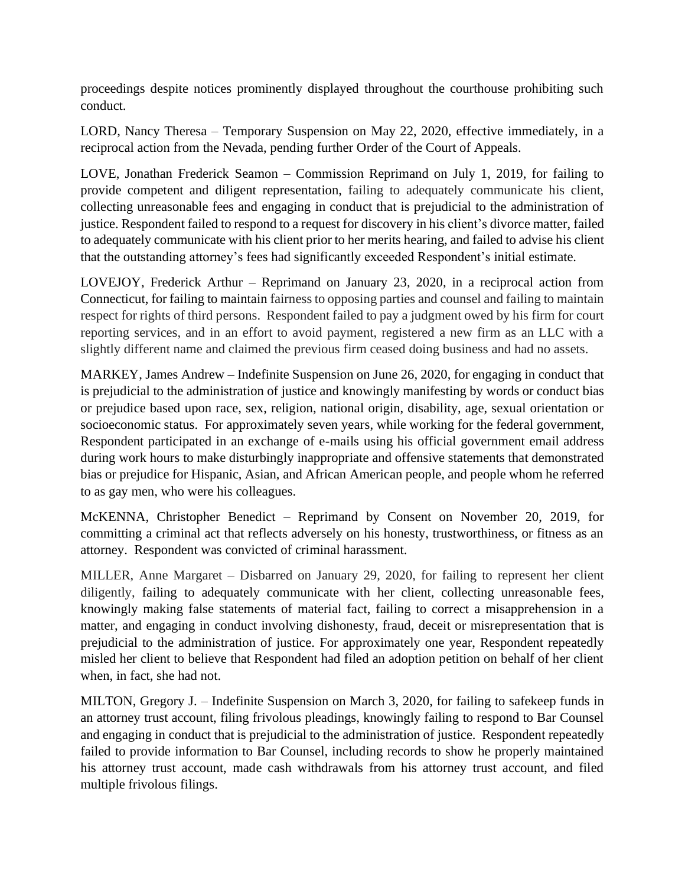proceedings despite notices prominently displayed throughout the courthouse prohibiting such conduct.

LORD, Nancy Theresa – Temporary Suspension on May 22, 2020, effective immediately, in a reciprocal action from the Nevada, pending further Order of the Court of Appeals.

LOVE, Jonathan Frederick Seamon – Commission Reprimand on July 1, 2019, for failing to provide competent and diligent representation, failing to adequately communicate his client, collecting unreasonable fees and engaging in conduct that is prejudicial to the administration of justice. Respondent failed to respond to a request for discovery in his client's divorce matter, failed to adequately communicate with his client prior to her merits hearing, and failed to advise his client that the outstanding attorney's fees had significantly exceeded Respondent's initial estimate.

LOVEJOY, Frederick Arthur – Reprimand on January 23, 2020, in a reciprocal action from Connecticut, for failing to maintain fairness to opposing parties and counsel and failing to maintain respect for rights of third persons. Respondent failed to pay a judgment owed by his firm for court reporting services, and in an effort to avoid payment, registered a new firm as an LLC with a slightly different name and claimed the previous firm ceased doing business and had no assets.

MARKEY, James Andrew – Indefinite Suspension on June 26, 2020, for engaging in conduct that is prejudicial to the administration of justice and knowingly manifesting by words or conduct bias or prejudice based upon race, sex, religion, national origin, disability, age, sexual orientation or socioeconomic status. For approximately seven years, while working for the federal government, Respondent participated in an exchange of e-mails using his official government email address during work hours to make disturbingly inappropriate and offensive statements that demonstrated bias or prejudice for Hispanic, Asian, and African American people, and people whom he referred to as gay men, who were his colleagues.

McKENNA, Christopher Benedict – Reprimand by Consent on November 20, 2019, for committing a criminal act that reflects adversely on his honesty, trustworthiness, or fitness as an attorney. Respondent was convicted of criminal harassment.

MILLER, Anne Margaret – Disbarred on January 29, 2020, for failing to represent her client diligently, failing to adequately communicate with her client, collecting unreasonable fees, knowingly making false statements of material fact, failing to correct a misapprehension in a matter, and engaging in conduct involving dishonesty, fraud, deceit or misrepresentation that is prejudicial to the administration of justice. For approximately one year, Respondent repeatedly misled her client to believe that Respondent had filed an adoption petition on behalf of her client when, in fact, she had not.

MILTON, Gregory J. – Indefinite Suspension on March 3, 2020, for failing to safekeep funds in an attorney trust account, filing frivolous pleadings, knowingly failing to respond to Bar Counsel and engaging in conduct that is prejudicial to the administration of justice. Respondent repeatedly failed to provide information to Bar Counsel, including records to show he properly maintained his attorney trust account, made cash withdrawals from his attorney trust account, and filed multiple frivolous filings.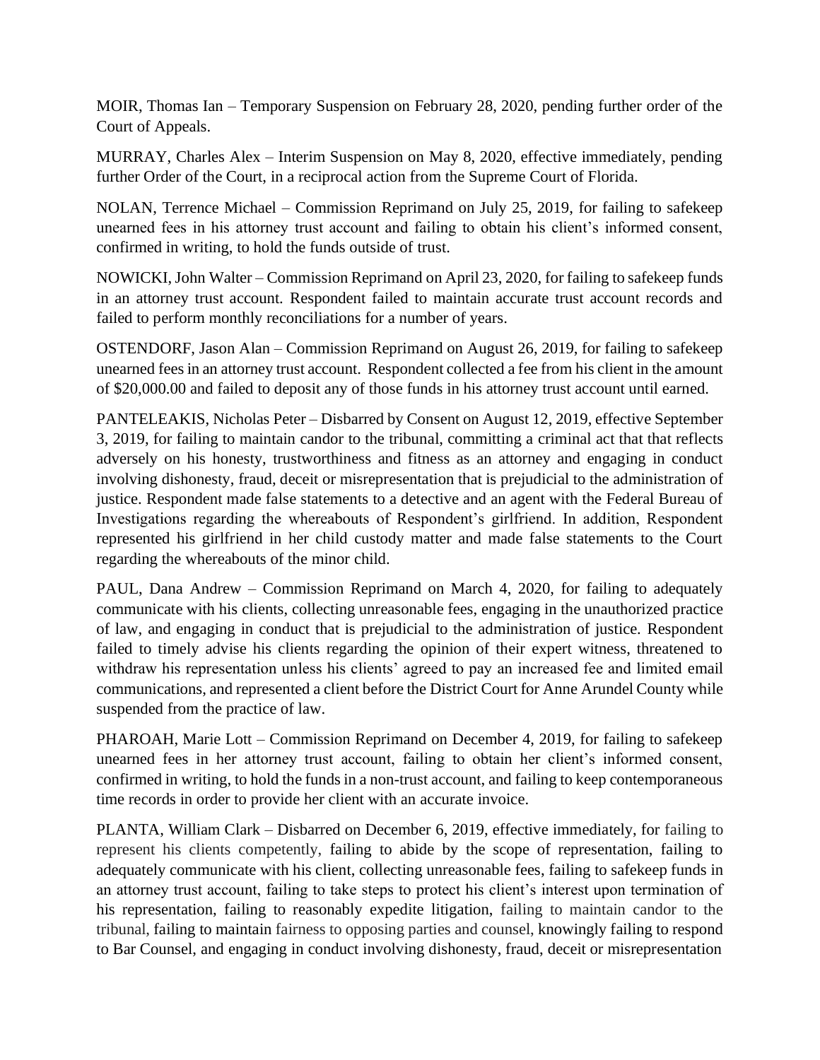MOIR, Thomas Ian – Temporary Suspension on February 28, 2020, pending further order of the Court of Appeals.

MURRAY, Charles Alex – Interim Suspension on May 8, 2020, effective immediately, pending further Order of the Court, in a reciprocal action from the Supreme Court of Florida.

NOLAN, Terrence Michael – Commission Reprimand on July 25, 2019, for failing to safekeep unearned fees in his attorney trust account and failing to obtain his client's informed consent, confirmed in writing, to hold the funds outside of trust.

NOWICKI, John Walter – Commission Reprimand on April 23, 2020, for failing to safekeep funds in an attorney trust account. Respondent failed to maintain accurate trust account records and failed to perform monthly reconciliations for a number of years.

OSTENDORF, Jason Alan – Commission Reprimand on August 26, 2019, for failing to safekeep unearned fees in an attorney trust account. Respondent collected a fee from his client in the amount of $20,000.00 and failed to deposit any of those funds in his attorney trust account until earned.

PANTELEAKIS, Nicholas Peter – Disbarred by Consent on August 12, 2019, effective September 3, 2019, for failing to maintain candor to the tribunal, committing a criminal act that that reflects adversely on his honesty, trustworthiness and fitness as an attorney and engaging in conduct involving dishonesty, fraud, deceit or misrepresentation that is prejudicial to the administration of justice. Respondent made false statements to a detective and an agent with the Federal Bureau of Investigations regarding the whereabouts of Respondent's girlfriend. In addition, Respondent represented his girlfriend in her child custody matter and made false statements to the Court regarding the whereabouts of the minor child.

PAUL, Dana Andrew – Commission Reprimand on March 4, 2020, for failing to adequately communicate with his clients, collecting unreasonable fees, engaging in the unauthorized practice of law, and engaging in conduct that is prejudicial to the administration of justice. Respondent failed to timely advise his clients regarding the opinion of their expert witness, threatened to withdraw his representation unless his clients' agreed to pay an increased fee and limited email communications, and represented a client before the District Court for Anne Arundel County while suspended from the practice of law.

PHAROAH, Marie Lott – Commission Reprimand on December 4, 2019, for failing to safekeep unearned fees in her attorney trust account, failing to obtain her client's informed consent, confirmed in writing, to hold the funds in a non-trust account, and failing to keep contemporaneous time records in order to provide her client with an accurate invoice.

PLANTA, William Clark – Disbarred on December 6, 2019, effective immediately, for failing to represent his clients competently, failing to abide by the scope of representation, failing to adequately communicate with his client, collecting unreasonable fees, failing to safekeep funds in an attorney trust account, failing to take steps to protect his client's interest upon termination of his representation, failing to reasonably expedite litigation, failing to maintain candor to the tribunal, failing to maintain fairness to opposing parties and counsel, knowingly failing to respond to Bar Counsel, and engaging in conduct involving dishonesty, fraud, deceit or misrepresentation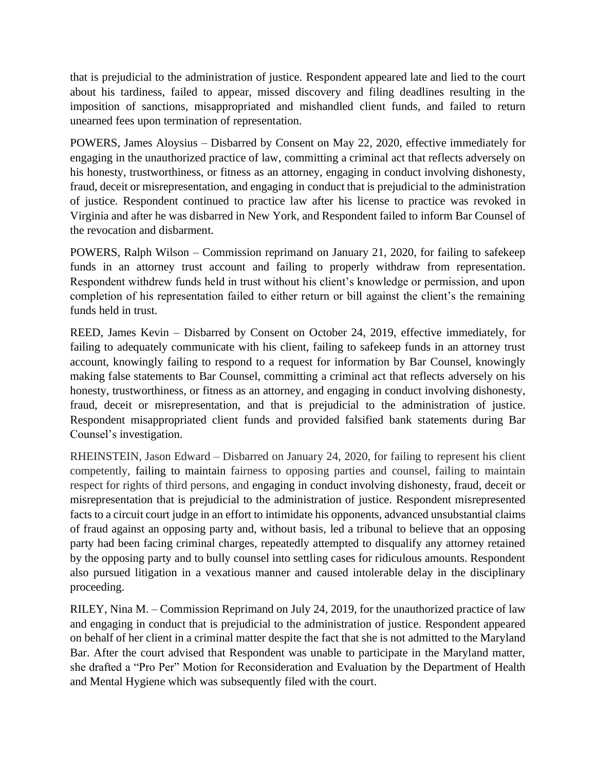that is prejudicial to the administration of justice. Respondent appeared late and lied to the court about his tardiness, failed to appear, missed discovery and filing deadlines resulting in the imposition of sanctions, misappropriated and mishandled client funds, and failed to return unearned fees upon termination of representation.

POWERS, James Aloysius – Disbarred by Consent on May 22, 2020, effective immediately for engaging in the unauthorized practice of law, committing a criminal act that reflects adversely on his honesty, trustworthiness, or fitness as an attorney, engaging in conduct involving dishonesty, fraud, deceit or misrepresentation, and engaging in conduct that is prejudicial to the administration of justice. Respondent continued to practice law after his license to practice was revoked in Virginia and after he was disbarred in New York, and Respondent failed to inform Bar Counsel of the revocation and disbarment.

POWERS, Ralph Wilson – Commission reprimand on January 21, 2020, for failing to safekeep funds in an attorney trust account and failing to properly withdraw from representation. Respondent withdrew funds held in trust without his client's knowledge or permission, and upon completion of his representation failed to either return or bill against the client's the remaining funds held in trust.

REED, James Kevin – Disbarred by Consent on October 24, 2019, effective immediately, for failing to adequately communicate with his client, failing to safekeep funds in an attorney trust account, knowingly failing to respond to a request for information by Bar Counsel, knowingly making false statements to Bar Counsel, committing a criminal act that reflects adversely on his honesty, trustworthiness, or fitness as an attorney, and engaging in conduct involving dishonesty, fraud, deceit or misrepresentation, and that is prejudicial to the administration of justice. Respondent misappropriated client funds and provided falsified bank statements during Bar Counsel's investigation.

RHEINSTEIN, Jason Edward – Disbarred on January 24, 2020, for failing to represent his client competently, failing to maintain fairness to opposing parties and counsel, failing to maintain respect for rights of third persons, and engaging in conduct involving dishonesty, fraud, deceit or misrepresentation that is prejudicial to the administration of justice. Respondent misrepresented facts to a circuit court judge in an effort to intimidate his opponents, advanced unsubstantial claims of fraud against an opposing party and, without basis, led a tribunal to believe that an opposing party had been facing criminal charges, repeatedly attempted to disqualify any attorney retained by the opposing party and to bully counsel into settling cases for ridiculous amounts. Respondent also pursued litigation in a vexatious manner and caused intolerable delay in the disciplinary proceeding.

RILEY, Nina M. – Commission Reprimand on July 24, 2019, for the unauthorized practice of law and engaging in conduct that is prejudicial to the administration of justice. Respondent appeared on behalf of her client in a criminal matter despite the fact that she is not admitted to the Maryland Bar. After the court advised that Respondent was unable to participate in the Maryland matter, she drafted a "Pro Per" Motion for Reconsideration and Evaluation by the Department of Health and Mental Hygiene which was subsequently filed with the court.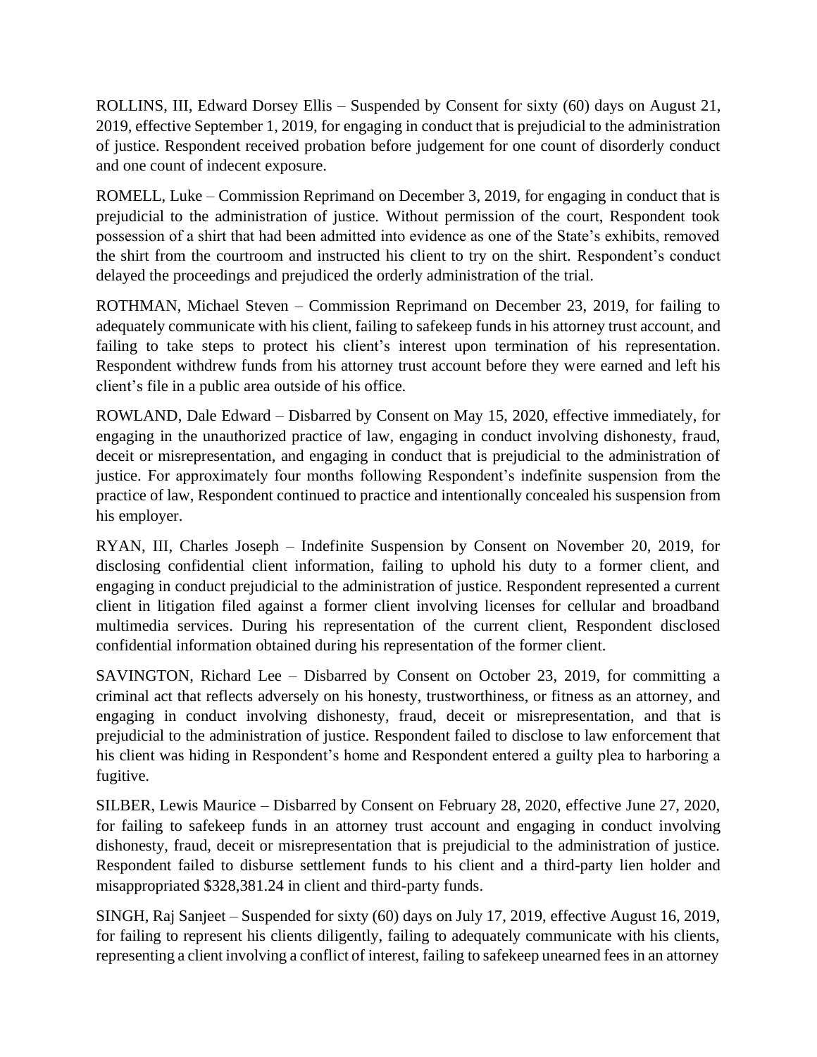ROLLINS, III, Edward Dorsey Ellis – Suspended by Consent for sixty (60) days on August 21, 2019, effective September 1, 2019, for engaging in conduct that is prejudicial to the administration of justice. Respondent received probation before judgement for one count of disorderly conduct and one count of indecent exposure.

ROMELL, Luke – Commission Reprimand on December 3, 2019, for engaging in conduct that is prejudicial to the administration of justice. Without permission of the court, Respondent took possession of a shirt that had been admitted into evidence as one of the State's exhibits, removed the shirt from the courtroom and instructed his client to try on the shirt. Respondent's conduct delayed the proceedings and prejudiced the orderly administration of the trial.

ROTHMAN, Michael Steven – Commission Reprimand on December 23, 2019, for failing to adequately communicate with his client, failing to safekeep funds in his attorney trust account, and failing to take steps to protect his client's interest upon termination of his representation. Respondent withdrew funds from his attorney trust account before they were earned and left his client's file in a public area outside of his office.

ROWLAND, Dale Edward – Disbarred by Consent on May 15, 2020, effective immediately, for engaging in the unauthorized practice of law, engaging in conduct involving dishonesty, fraud, deceit or misrepresentation, and engaging in conduct that is prejudicial to the administration of justice. For approximately four months following Respondent's indefinite suspension from the practice of law, Respondent continued to practice and intentionally concealed his suspension from his employer.

RYAN, III, Charles Joseph – Indefinite Suspension by Consent on November 20, 2019, for disclosing confidential client information, failing to uphold his duty to a former client, and engaging in conduct prejudicial to the administration of justice. Respondent represented a current client in litigation filed against a former client involving licenses for cellular and broadband multimedia services. During his representation of the current client, Respondent disclosed confidential information obtained during his representation of the former client.

SAVINGTON, Richard Lee – Disbarred by Consent on October 23, 2019, for committing a criminal act that reflects adversely on his honesty, trustworthiness, or fitness as an attorney, and engaging in conduct involving dishonesty, fraud, deceit or misrepresentation, and that is prejudicial to the administration of justice. Respondent failed to disclose to law enforcement that his client was hiding in Respondent's home and Respondent entered a guilty plea to harboring a fugitive.

SILBER, Lewis Maurice – Disbarred by Consent on February 28, 2020, effective June 27, 2020, for failing to safekeep funds in an attorney trust account and engaging in conduct involving dishonesty, fraud, deceit or misrepresentation that is prejudicial to the administration of justice. Respondent failed to disburse settlement funds to his client and a third-party lien holder and misappropriated $328,381.24 in client and third-party funds.

SINGH, Raj Sanjeet – Suspended for sixty (60) days on July 17, 2019, effective August 16, 2019, for failing to represent his clients diligently, failing to adequately communicate with his clients, representing a client involving a conflict of interest, failing to safekeep unearned fees in an attorney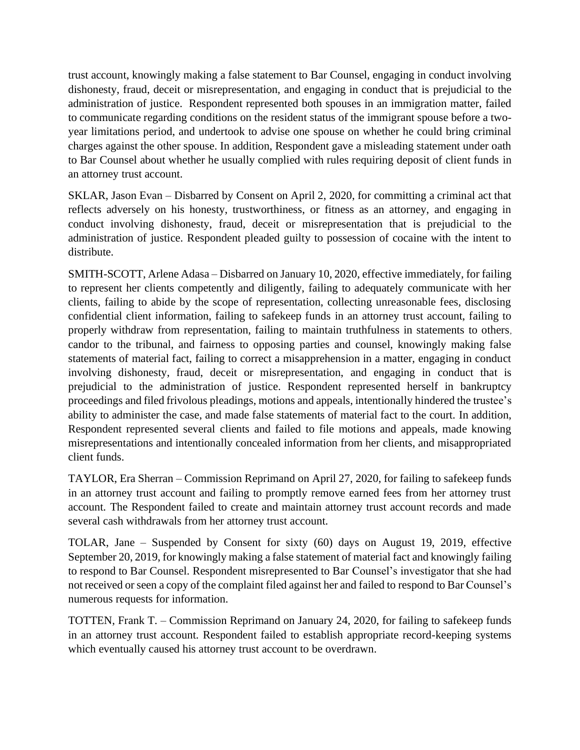trust account, knowingly making a false statement to Bar Counsel, engaging in conduct involving dishonesty, fraud, deceit or misrepresentation, and engaging in conduct that is prejudicial to the administration of justice. Respondent represented both spouses in an immigration matter, failed to communicate regarding conditions on the resident status of the immigrant spouse before a two-year limitations period, and undertook to advise one spouse on whether he could bring criminal charges against the other spouse. In addition, Respondent gave a misleading statement under oath to Bar Counsel about whether he usually complied with rules requiring deposit of client funds in an attorney trust account.

SKLAR, Jason Evan – Disbarred by Consent on April 2, 2020, for committing a criminal act that reflects adversely on his honesty, trustworthiness, or fitness as an attorney, and engaging in conduct involving dishonesty, fraud, deceit or misrepresentation that is prejudicial to the administration of justice. Respondent pleaded guilty to possession of cocaine with the intent to distribute.

SMITH-SCOTT, Arlene Adasa – Disbarred on January 10, 2020, effective immediately, for failing to represent her clients competently and diligently, failing to adequately communicate with her clients, failing to abide by the scope of representation, collecting unreasonable fees, disclosing confidential client information, failing to safekeep funds in an attorney trust account, failing to properly withdraw from representation, failing to maintain truthfulness in statements to others, candor to the tribunal, and fairness to opposing parties and counsel, knowingly making false statements of material fact, failing to correct a misapprehension in a matter, engaging in conduct involving dishonesty, fraud, deceit or misrepresentation, and engaging in conduct that is prejudicial to the administration of justice. Respondent represented herself in bankruptcy proceedings and filed frivolous pleadings, motions and appeals, intentionally hindered the trustee's ability to administer the case, and made false statements of material fact to the court. In addition, Respondent represented several clients and failed to file motions and appeals, made knowing misrepresentations and intentionally concealed information from her clients, and misappropriated client funds.

TAYLOR, Era Sherran – Commission Reprimand on April 27, 2020, for failing to safekeep funds in an attorney trust account and failing to promptly remove earned fees from her attorney trust account. The Respondent failed to create and maintain attorney trust account records and made several cash withdrawals from her attorney trust account.

TOLAR, Jane – Suspended by Consent for sixty (60) days on August 19, 2019, effective September 20, 2019, for knowingly making a false statement of material fact and knowingly failing to respond to Bar Counsel. Respondent misrepresented to Bar Counsel's investigator that she had not received or seen a copy of the complaint filed against her and failed to respond to Bar Counsel's numerous requests for information.

TOTTEN, Frank T. – Commission Reprimand on January 24, 2020, for failing to safekeep funds in an attorney trust account. Respondent failed to establish appropriate record-keeping systems which eventually caused his attorney trust account to be overdrawn.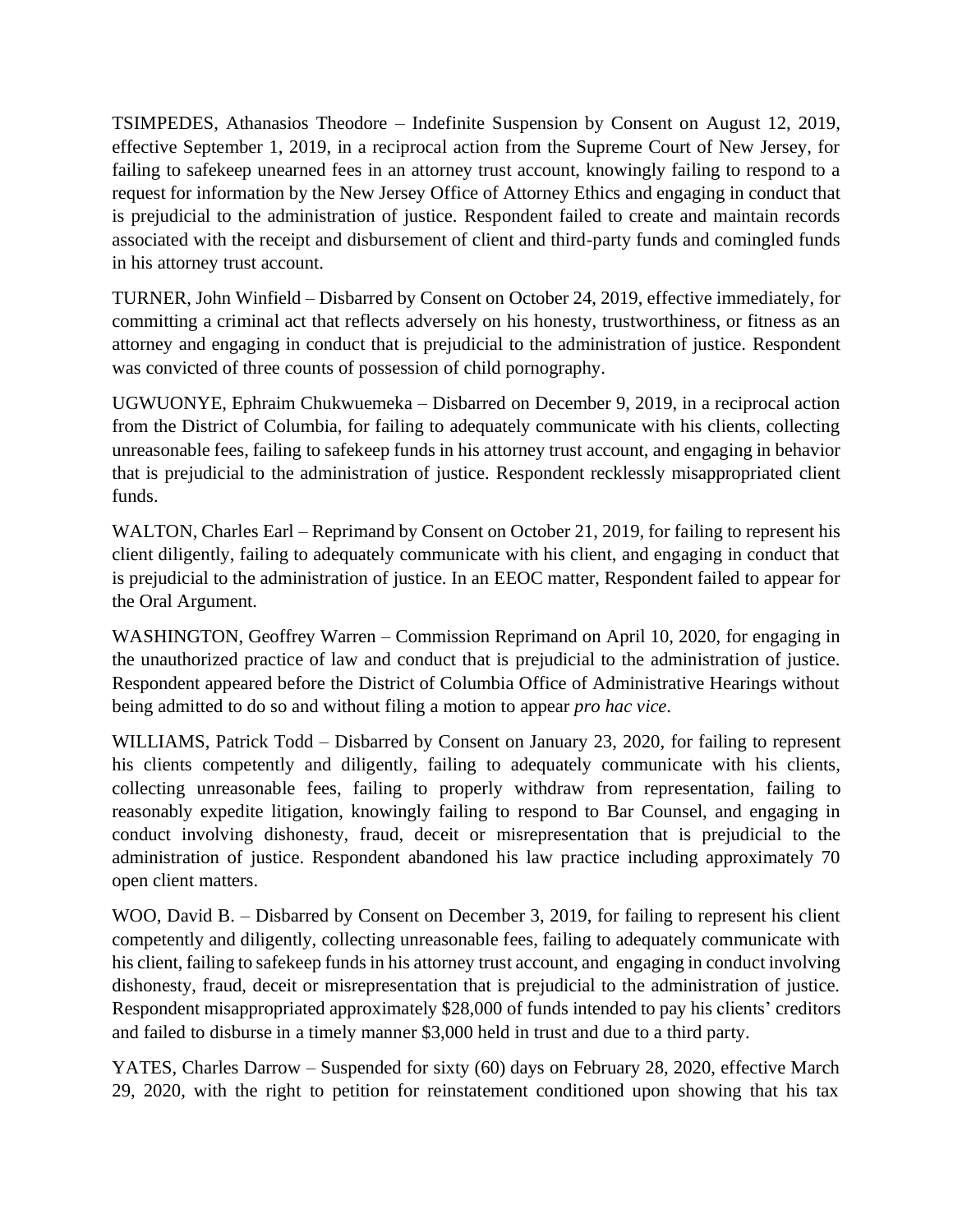TSIMPEDES, Athanasios Theodore – Indefinite Suspension by Consent on August 12, 2019, effective September 1, 2019, in a reciprocal action from the Supreme Court of New Jersey, for failing to safekeep unearned fees in an attorney trust account, knowingly failing to respond to a request for information by the New Jersey Office of Attorney Ethics and engaging in conduct that is prejudicial to the administration of justice. Respondent failed to create and maintain records associated with the receipt and disbursement of client and third-party funds and comingled funds in his attorney trust account.

TURNER, John Winfield – Disbarred by Consent on October 24, 2019, effective immediately, for committing a criminal act that reflects adversely on his honesty, trustworthiness, or fitness as an attorney and engaging in conduct that is prejudicial to the administration of justice. Respondent was convicted of three counts of possession of child pornography.

UGWUONYE, Ephraim Chukwuemeka – Disbarred on December 9, 2019, in a reciprocal action from the District of Columbia, for failing to adequately communicate with his clients, collecting unreasonable fees, failing to safekeep funds in his attorney trust account, and engaging in behavior that is prejudicial to the administration of justice. Respondent recklessly misappropriated client funds.

WALTON, Charles Earl – Reprimand by Consent on October 21, 2019, for failing to represent his client diligently, failing to adequately communicate with his client, and engaging in conduct that is prejudicial to the administration of justice. In an EEOC matter, Respondent failed to appear for the Oral Argument.

WASHINGTON, Geoffrey Warren – Commission Reprimand on April 10, 2020, for engaging in the unauthorized practice of law and conduct that is prejudicial to the administration of justice. Respondent appeared before the District of Columbia Office of Administrative Hearings without being admitted to do so and without filing a motion to appear *pro hac vice*.

WILLIAMS, Patrick Todd – Disbarred by Consent on January 23, 2020, for failing to represent his clients competently and diligently, failing to adequately communicate with his clients, collecting unreasonable fees, failing to properly withdraw from representation, failing to reasonably expedite litigation, knowingly failing to respond to Bar Counsel, and engaging in conduct involving dishonesty, fraud, deceit or misrepresentation that is prejudicial to the administration of justice. Respondent abandoned his law practice including approximately 70 open client matters.

WOO, David B. – Disbarred by Consent on December 3, 2019, for failing to represent his client competently and diligently, collecting unreasonable fees, failing to adequately communicate with his client, failing to safekeep funds in his attorney trust account, and engaging in conduct involving dishonesty, fraud, deceit or misrepresentation that is prejudicial to the administration of justice. Respondent misappropriated approximately $28,000 of funds intended to pay his clients' creditors and failed to disburse in a timely manner $3,000 held in trust and due to a third party.

YATES, Charles Darrow – Suspended for sixty (60) days on February 28, 2020, effective March 29, 2020, with the right to petition for reinstatement conditioned upon showing that his tax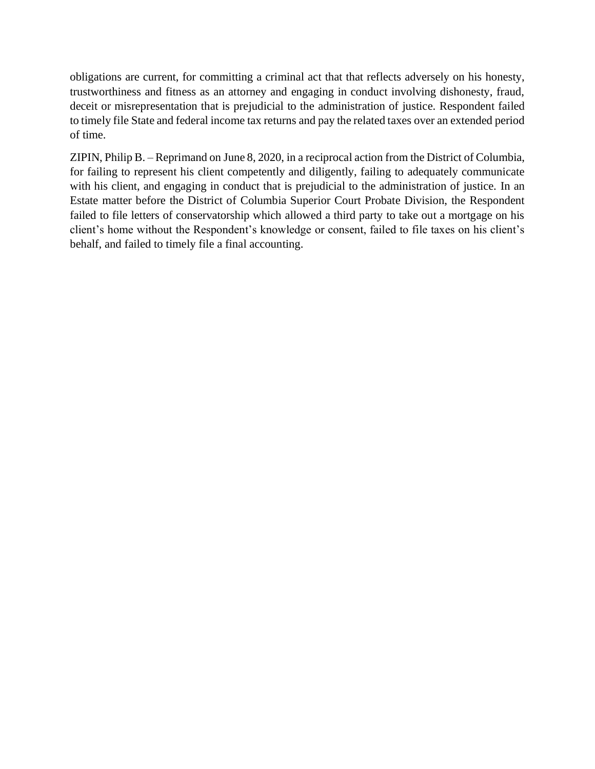obligations are current, for committing a criminal act that that reflects adversely on his honesty, trustworthiness and fitness as an attorney and engaging in conduct involving dishonesty, fraud, deceit or misrepresentation that is prejudicial to the administration of justice. Respondent failed to timely file State and federal income tax returns and pay the related taxes over an extended period of time.

ZIPIN, Philip B. – Reprimand on June 8, 2020, in a reciprocal action from the District of Columbia, for failing to represent his client competently and diligently, failing to adequately communicate with his client, and engaging in conduct that is prejudicial to the administration of justice. In an Estate matter before the District of Columbia Superior Court Probate Division, the Respondent failed to file letters of conservatorship which allowed a third party to take out a mortgage on his client's home without the Respondent's knowledge or consent, failed to file taxes on his client's behalf, and failed to timely file a final accounting.